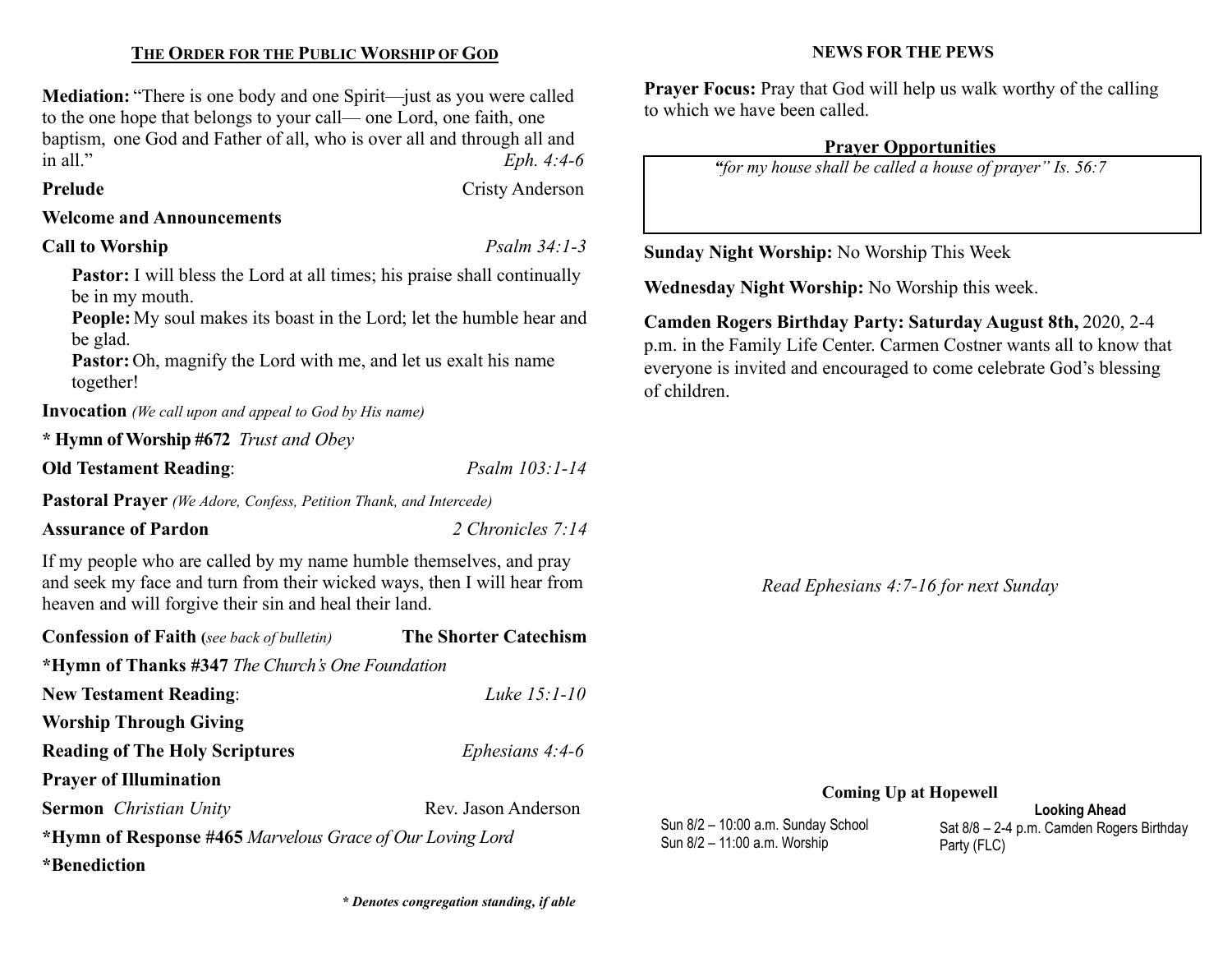## THE ORDER FOR THE PUBLIC WORSHIP OF GOD

**Mediation:** "There is one body and one Spirit—just as you were called to the one hope that belongs to your call— one Lord, one faith, one baptism, one God and Father of all, who is over all and through all and in all." *Eph. 4:4-6*

**Prelude** Cristy Anderson

**Welcome and Announcements**

**Call to Worship** *Psalm 34:1-3*

**Pastor:** I will bless the Lord at all times; his praise shall continually be in my mouth.
**People:** My soul makes its boast in the Lord; let the humble hear and be glad.
**Pastor:** Oh, magnify the Lord with me, and let us exalt his name together!

**Invocation** *(We call upon and appeal to God by His name)*

**\* Hymn of Worship #672** *Trust and Obey*

**Old Testament Reading**: *Psalm 103:1-14*

**Pastoral Prayer** *(We Adore, Confess, Petition Thank, and Intercede)*

**Assurance of Pardon** *2 Chronicles 7:14*

If my people who are called by my name humble themselves, and pray and seek my face and turn from their wicked ways, then I will hear from heaven and will forgive their sin and heal their land.

**Confession of Faith** (*see back of bulletin*) **The Shorter Catechism**

**\*Hymn of Thanks #347** *The Church's One Foundation*

**New Testament Reading**: *Luke 15:1-10*

**Worship Through Giving**

**Reading of The Holy Scriptures** *Ephesians 4:4-6*

**Prayer of Illumination**

**Sermon** *Christian Unity* Rev. Jason Anderson

**\*Hymn of Response #465** *Marvelous Grace of Our Loving Lord*

**\*Benediction**

***\* Denotes congregation standing, if able***

## NEWS FOR THE PEWS

**Prayer Focus:** Pray that God will help us walk worthy of the calling to which we have been called.

**Prayer Opportunities**

*"for my house shall be called a house of prayer" Is. 56:7*

**Sunday Night Worship:** No Worship This Week

**Wednesday Night Worship:** No Worship this week.

**Camden Rogers Birthday Party: Saturday August 8th,** 2020, 2-4 p.m. in the Family Life Center. Carmen Costner wants all to know that everyone is invited and encouraged to come celebrate God's blessing of children.

*Read Ephesians 4:7-16 for next Sunday*

**Coming Up at Hopewell**

Sun 8/2 – 10:00 a.m. Sunday School
Sun 8/2 – 11:00 a.m. Worship

**Looking Ahead**

Sat 8/8 – 2-4 p.m. Camden Rogers Birthday Party (FLC)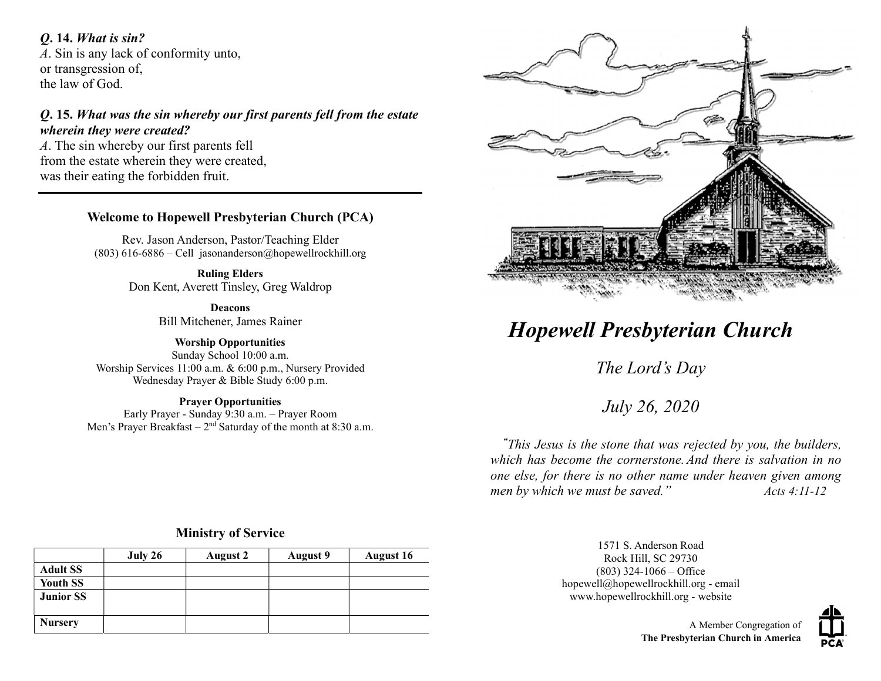***Q.* 14. *What is sin?***
*A*. Sin is any lack of conformity unto,
or transgression of,
the law of God.

***Q.* 15. *What was the sin whereby our first parents fell from the estate wherein they were created?***
*A*. The sin whereby our first parents fell
from the estate wherein they were created,
was their eating the forbidden fruit.

---

**Welcome to Hopewell Presbyterian Church (PCA)**

Rev. Jason Anderson, Pastor/Teaching Elder
(803) 616-6886 – Cell jasonanderson@hopewellrockhill.org

**Ruling Elders**
Don Kent, Averett Tinsley, Greg Waldrop

**Deacons**
Bill Mitchener, James Rainer

**Worship Opportunities**
Sunday School 10:00 a.m.
Worship Services 11:00 a.m. & 6:00 p.m., Nursery Provided
Wednesday Prayer & Bible Study 6:00 p.m.

**Prayer Opportunities**
Early Prayer - Sunday 9:30 a.m. – Prayer Room
Men's Prayer Breakfast – 2nd Saturday of the month at 8:30 a.m.

**Ministry of Service**

| | July 26 | August 2 | August 9 | August 16 |
|---|---|---|---|---|
| **Adult SS** | | | | |
| **Youth SS** | | | | |
| **Junior SS** | | | | |
| **Nursery** | | | | |

# *Hopewell Presbyterian Church*

*The Lord's Day*

*July 26, 2020*

*"This Jesus is the stone that was rejected by you, the builders, which has become the cornerstone. And there is salvation in no one else, for there is no other name under heaven given among men by which we must be saved."* *Acts 4:11-12*

1571 S. Anderson Road
Rock Hill, SC 29730
(803) 324-1066 – Office
hopewell@hopewellrockhill.org - email
www.hopewellrockhill.org - website

A Member Congregation of
**The Presbyterian Church in America**

PCA